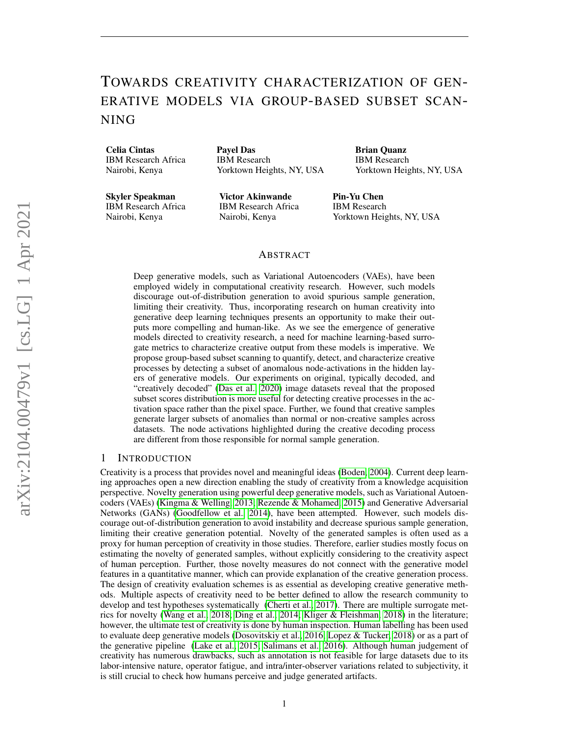# Towards creativity characterization of generative models via group-based subset scanning

**Celia Cintas**
IBM Research Africa
Nairobi, Kenya

**Payel Das**
IBM Research
Yorktown Heights, NY, USA

**Brian Quanz**
IBM Research
Yorktown Heights, NY, USA

**Skyler Speakman**
IBM Research Africa
Nairobi, Kenya

**Victor Akinwande**
IBM Research Africa
Nairobi, Kenya

**Pin-Yu Chen**
IBM Research
Yorktown Heights, NY, USA

## Abstract

Deep generative models, such as Variational Autoencoders (VAEs), have been employed widely in computational creativity research. However, such models discourage out-of-distribution generation to avoid spurious sample generation, limiting their creativity. Thus, incorporating research on human creativity into generative deep learning techniques presents an opportunity to make their outputs more compelling and human-like. As we see the emergence of generative models directed to creativity research, a need for machine learning-based surrogate metrics to characterize creative output from these models is imperative. We propose group-based subset scanning to quantify, detect, and characterize creative processes by detecting a subset of anomalous node-activations in the hidden layers of generative models. Our experiments on original, typically decoded, and "creatively decoded" (Das et al., 2020) image datasets reveal that the proposed subset scores distribution is more useful for detecting creative processes in the activation space rather than the pixel space. Further, we found that creative samples generate larger subsets of anomalies than normal or non-creative samples across datasets. The node activations highlighted during the creative decoding process are different from those responsible for normal sample generation.

## 1 Introduction

Creativity is a process that provides novel and meaningful ideas (Boden, 2004). Current deep learning approaches open a new direction enabling the study of creativity from a knowledge acquisition perspective. Novelty generation using powerful deep generative models, such as Variational Autoencoders (VAEs) (Kingma & Welling, 2013; Rezende & Mohamed, 2015) and Generative Adversarial Networks (GANs) (Goodfellow et al., 2014), have been attempted. However, such models discourage out-of-distribution generation to avoid instability and decrease spurious sample generation, limiting their creative generation potential. Novelty of the generated samples is often used as a proxy for human perception of creativity in those studies. Therefore, earlier studies mostly focus on estimating the novelty of generated samples, without explicitly considering to the creativity aspect of human perception. Further, those novelty measures do not connect with the generative model features in a quantitative manner, which can provide explanation of the creative generation process. The design of creativity evaluation schemes is as essential as developing creative generative methods. Multiple aspects of creativity need to be better defined to allow the research community to develop and test hypotheses systematically (Cherti et al., 2017). There are multiple surrogate metrics for novelty (Wang et al., 2018; Ding et al., 2014; Kliger & Fleishman, 2018) in the literature; however, the ultimate test of creativity is done by human inspection. Human labelling has been used to evaluate deep generative models (Dosovitskiy et al., 2016; Lopez & Tucker, 2018) or as a part of the generative pipeline (Lake et al., 2015; Salimans et al., 2016). Although human judgement of creativity has numerous drawbacks, such as annotation is not feasible for large datasets due to its labor-intensive nature, operator fatigue, and intra/inter-observer variations related to subjectivity, it is still crucial to check how humans perceive and judge generated artifacts.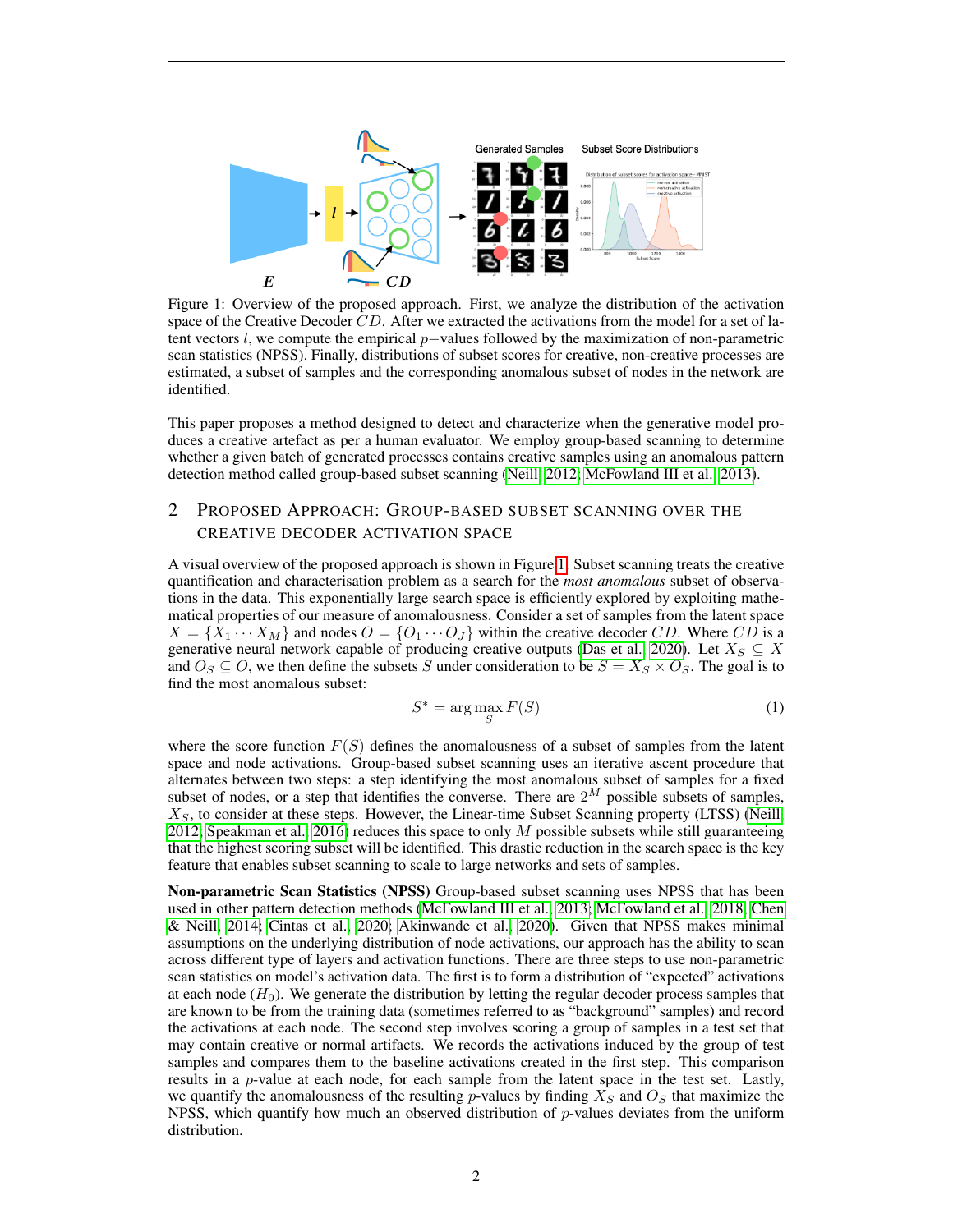Figure 1: Overview of the proposed approach. First, we analyze the distribution of the activation space of the Creative Decoder $CD$. After we extracted the activations from the model for a set of latent vectors $l$, we compute the empirical $p-$values followed by the maximization of non-parametric scan statistics (NPSS). Finally, distributions of subset scores for creative, non-creative processes are estimated, a subset of samples and the corresponding anomalous subset of nodes in the network are identified.

This paper proposes a method designed to detect and characterize when the generative model produces a creative artefact as per a human evaluator. We employ group-based scanning to determine whether a given batch of generated processes contains creative samples using an anomalous pattern detection method called group-based subset scanning (Neill, 2012; McFowland III et al., 2013).

## 2 Proposed Approach: Group-based Subset Scanning over the Creative Decoder Activation Space

A visual overview of the proposed approach is shown in Figure 1. Subset scanning treats the creative quantification and characterisation problem as a search for the *most anomalous* subset of observations in the data. This exponentially large search space is efficiently explored by exploiting mathematical properties of our measure of anomalousness. Consider a set of samples from the latent space $X = \{X_1 \cdots X_M\}$ and nodes $O = \{O_1 \cdots O_J\}$ within the creative decoder $CD$. Where $CD$ is a generative neural network capable of producing creative outputs (Das et al., 2020). Let $X_S \subseteq X$ and $O_S \subseteq O$, we then define the subsets $S$ under consideration to be $S = X_S \times O_S$. The goal is to find the most anomalous subset:

$$S^* = \arg\max_S F(S) \tag{1}$$

where the score function $F(S)$ defines the anomalousness of a subset of samples from the latent space and node activations. Group-based subset scanning uses an iterative ascent procedure that alternates between two steps: a step identifying the most anomalous subset of samples for a fixed subset of nodes, or a step that identifies the converse. There are $2^M$ possible subsets of samples, $X_S$, to consider at these steps. However, the Linear-time Subset Scanning property (LTSS) (Neill, 2012; Speakman et al., 2016) reduces this space to only $M$ possible subsets while still guaranteeing that the highest scoring subset will be identified. This drastic reduction in the search space is the key feature that enables subset scanning to scale to large networks and sets of samples.

**Non-parametric Scan Statistics (NPSS)** Group-based subset scanning uses NPSS that has been used in other pattern detection methods (McFowland III et al., 2013; McFowland et al., 2018; Chen & Neill, 2014; Cintas et al., 2020; Akinwande et al., 2020). Given that NPSS makes minimal assumptions on the underlying distribution of node activations, our approach has the ability to scan across different type of layers and activation functions. There are three steps to use non-parametric scan statistics on model's activation data. The first is to form a distribution of "expected" activations at each node ($H_0$). We generate the distribution by letting the regular decoder process samples that are known to be from the training data (sometimes referred to as "background" samples) and record the activations at each node. The second step involves scoring a group of samples in a test set that may contain creative or normal artifacts. We records the activations induced by the group of test samples and compares them to the baseline activations created in the first step. This comparison results in a $p$-value at each node, for each sample from the latent space in the test set. Lastly, we quantify the anomalousness of the resulting $p$-values by finding $X_S$ and $O_S$ that maximize the NPSS, which quantify how much an observed distribution of $p$-values deviates from the uniform distribution.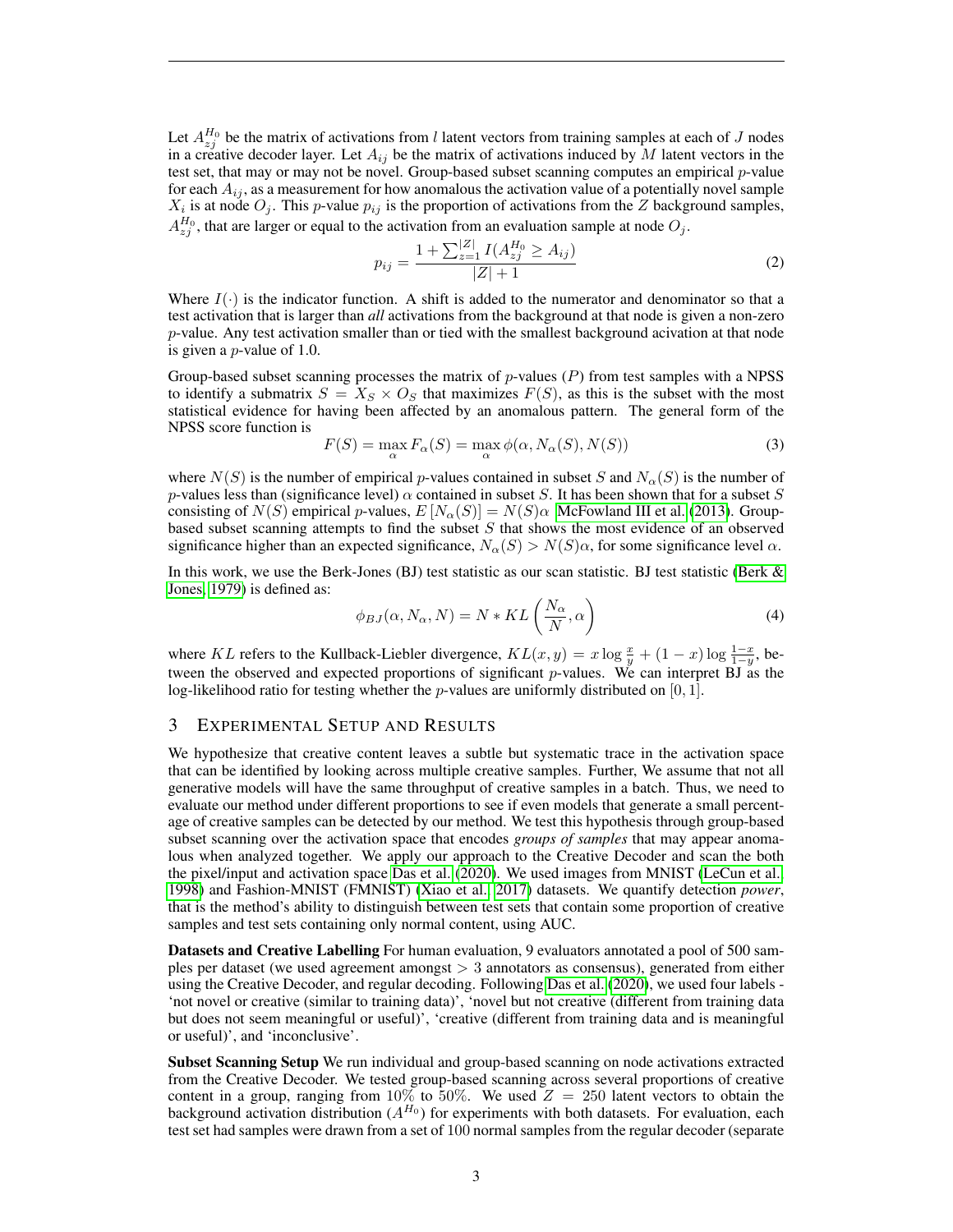Let $A^{H_0}_{zj}$ be the matrix of activations from $l$ latent vectors from training samples at each of $J$ nodes in a creative decoder layer. Let $A_{ij}$ be the matrix of activations induced by $M$ latent vectors in the test set, that may or may not be novel. Group-based subset scanning computes an empirical $p$-value for each $A_{ij}$, as a measurement for how anomalous the activation value of a potentially novel sample $X_i$ is at node $O_j$. This $p$-value $p_{ij}$ is the proportion of activations from the $Z$ background samples, $A^{H_0}_{zj}$, that are larger or equal to the activation from an evaluation sample at node $O_j$.

$$p_{ij} = \frac{1 + \sum_{z=1}^{|Z|} I(A^{H_0}_{zj} \geq A_{ij})}{|Z| + 1} \tag{2}$$

Where $I(\cdot)$ is the indicator function. A shift is added to the numerator and denominator so that a test activation that is larger than *all* activations from the background at that node is given a non-zero $p$-value. Any test activation smaller than or tied with the smallest background acivation at that node is given a $p$-value of 1.0.

Group-based subset scanning processes the matrix of $p$-values ($P$) from test samples with a NPSS to identify a submatrix $S = X_S \times O_S$ that maximizes $F(S)$, as this is the subset with the most statistical evidence for having been affected by an anomalous pattern. The general form of the NPSS score function is

$$F(S) = \max_{\alpha} F_{\alpha}(S) = \max_{\alpha} \phi(\alpha, N_{\alpha}(S), N(S)) \tag{3}$$

where $N(S)$ is the number of empirical $p$-values contained in subset $S$ and $N_{\alpha}(S)$ is the number of $p$-values less than (significance level) $\alpha$ contained in subset $S$. It has been shown that for a subset $S$ consisting of $N(S)$ empirical $p$-values, $E\left[N_{\alpha}(S)\right] = N(S)\alpha$ McFowland III et al. (2013). Group-based subset scanning attempts to find the subset $S$ that shows the most evidence of an observed significance higher than an expected significance, $N_{\alpha}(S) > N(S)\alpha$, for some significance level $\alpha$.

In this work, we use the Berk-Jones (BJ) test statistic as our scan statistic. BJ test statistic (Berk & Jones, 1979) is defined as:

$$\phi_{BJ}(\alpha, N_{\alpha}, N) = N * KL\left(\frac{N_{\alpha}}{N}, \alpha\right) \tag{4}$$

where $KL$ refers to the Kullback-Liebler divergence, $KL(x, y) = x \log \frac{x}{y} + (1 - x) \log \frac{1-x}{1-y}$, between the observed and expected proportions of significant $p$-values. We can interpret BJ as the log-likelihood ratio for testing whether the $p$-values are uniformly distributed on $[0, 1]$.

## 3 Experimental Setup and Results

We hypothesize that creative content leaves a subtle but systematic trace in the activation space that can be identified by looking across multiple creative samples. Further, We assume that not all generative models will have the same throughput of creative samples in a batch. Thus, we need to evaluate our method under different proportions to see if even models that generate a small percentage of creative samples can be detected by our method. We test this hypothesis through group-based subset scanning over the activation space that encodes *groups of samples* that may appear anomalous when analyzed together. We apply our approach to the Creative Decoder and scan the both the pixel/input and activation space Das et al. (2020). We used images from MNIST (LeCun et al. 1998) and Fashion-MNIST (FMNIST) (Xiao et al., 2017) datasets. We quantify detection *power*, that is the method's ability to distinguish between test sets that contain some proportion of creative samples and test sets containing only normal content, using AUC.

**Datasets and Creative Labelling** For human evaluation, 9 evaluators annotated a pool of 500 samples per dataset (we used agreement amongst $> 3$ annotators as consensus), generated from either using the Creative Decoder, and regular decoding. Following Das et al. (2020), we used four labels - 'not novel or creative (similar to training data)', 'novel but not creative (different from training data but does not seem meaningful or useful)', 'creative (different from training data and is meaningful or useful)', and 'inconclusive'.

**Subset Scanning Setup** We run individual and group-based scanning on node activations extracted from the Creative Decoder. We tested group-based scanning across several proportions of creative content in a group, ranging from $10\%$ to $50\%$. We used $Z = 250$ latent vectors to obtain the background activation distribution ($A^{H_0}$) for experiments with both datasets. For evaluation, each test set had samples were drawn from a set of 100 normal samples from the regular decoder (separate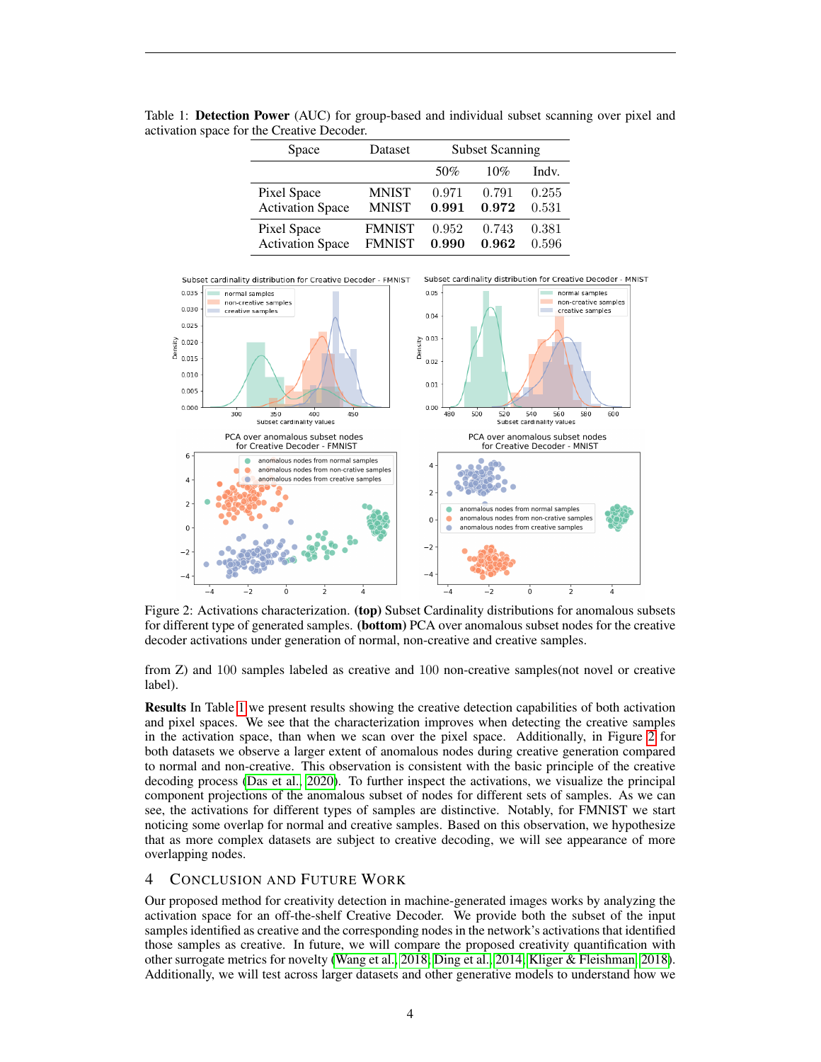Table 1: **Detection Power** (AUC) for group-based and individual subset scanning over pixel and activation space for the Creative Decoder.

| Space | Dataset | Subset Scanning | | |
|---|---|---|---|---|
| | | 50% | 10% | Indv. |
| Pixel Space | MNIST | 0.971 | 0.791 | 0.255 |
| Activation Space | MNIST | **0.991** | **0.972** | 0.531 |
| Pixel Space | FMNIST | 0.952 | 0.743 | 0.381 |
| Activation Space | FMNIST | **0.990** | **0.962** | 0.596 |

Figure 2: Activations characterization. **(top)** Subset Cardinality distributions for anomalous subsets for different type of generated samples. **(bottom)** PCA over anomalous subset nodes for the creative decoder activations under generation of normal, non-creative and creative samples.

from Z) and 100 samples labeled as creative and 100 non-creative samples(not novel or creative label).

**Results** In Table 1 we present results showing the creative detection capabilities of both activation and pixel spaces. We see that the characterization improves when detecting the creative samples in the activation space, than when we scan over the pixel space. Additionally, in Figure 2 for both datasets we observe a larger extent of anomalous nodes during creative generation compared to normal and non-creative. This observation is consistent with the basic principle of the creative decoding process (Das et al., 2020). To further inspect the activations, we visualize the principal component projections of the anomalous subset of nodes for different sets of samples. As we can see, the activations for different types of samples are distinctive. Notably, for FMNIST we start noticing some overlap for normal and creative samples. Based on this observation, we hypothesize that as more complex datasets are subject to creative decoding, we will see appearance of more overlapping nodes.

# 4 Conclusion and Future Work

Our proposed method for creativity detection in machine-generated images works by analyzing the activation space for an off-the-shelf Creative Decoder. We provide both the subset of the input samples identified as creative and the corresponding nodes in the network's activations that identified those samples as creative. In future, we will compare the proposed creativity quantification with other surrogate metrics for novelty (Wang et al., 2018; Ding et al., 2014; Kliger & Fleishman, 2018). Additionally, we will test across larger datasets and other generative models to understand how we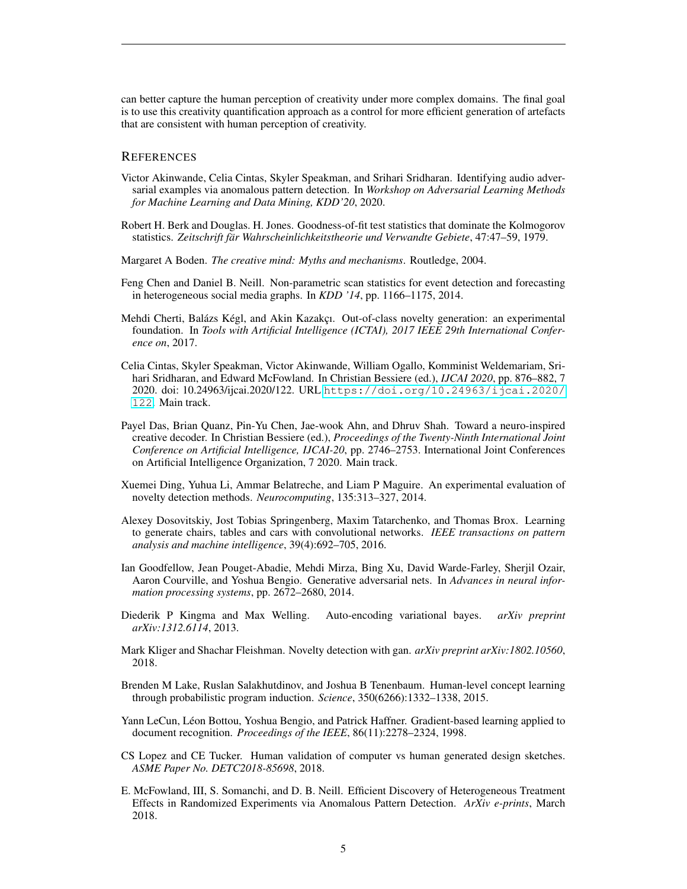can better capture the human perception of creativity under more complex domains. The final goal is to use this creativity quantification approach as a control for more efficient generation of artefacts that are consistent with human perception of creativity.

## References

Victor Akinwande, Celia Cintas, Skyler Speakman, and Srihari Sridharan. Identifying audio adversarial examples via anomalous pattern detection. In *Workshop on Adversarial Learning Methods for Machine Learning and Data Mining, KDD'20*, 2020.

Robert H. Berk and Douglas. H. Jones. Goodness-of-fit test statistics that dominate the Kolmogorov statistics. *Zeitschrift fär Wahrscheinlichkeitstheorie und Verwandte Gebiete*, 47:47–59, 1979.

Margaret A Boden. *The creative mind: Myths and mechanisms*. Routledge, 2004.

Feng Chen and Daniel B. Neill. Non-parametric scan statistics for event detection and forecasting in heterogeneous social media graphs. In *KDD '14*, pp. 1166–1175, 2014.

Mehdi Cherti, Balázs Kégl, and Akin Kazakçı. Out-of-class novelty generation: an experimental foundation. In *Tools with Artificial Intelligence (ICTAI), 2017 IEEE 29th International Conference on*, 2017.

Celia Cintas, Skyler Speakman, Victor Akinwande, William Ogallo, Komminist Weldemariam, Srihari Sridharan, and Edward McFowland. In Christian Bessiere (ed.), *IJCAI 2020*, pp. 876–882, 7 2020. doi: 10.24963/ijcai.2020/122. URL https://doi.org/10.24963/ijcai.2020/122. Main track.

Payel Das, Brian Quanz, Pin-Yu Chen, Jae-wook Ahn, and Dhruv Shah. Toward a neuro-inspired creative decoder. In Christian Bessiere (ed.), *Proceedings of the Twenty-Ninth International Joint Conference on Artificial Intelligence, IJCAI-20*, pp. 2746–2753. International Joint Conferences on Artificial Intelligence Organization, 7 2020. Main track.

Xuemei Ding, Yuhua Li, Ammar Belatreche, and Liam P Maguire. An experimental evaluation of novelty detection methods. *Neurocomputing*, 135:313–327, 2014.

Alexey Dosovitskiy, Jost Tobias Springenberg, Maxim Tatarchenko, and Thomas Brox. Learning to generate chairs, tables and cars with convolutional networks. *IEEE transactions on pattern analysis and machine intelligence*, 39(4):692–705, 2016.

Ian Goodfellow, Jean Pouget-Abadie, Mehdi Mirza, Bing Xu, David Warde-Farley, Sherjil Ozair, Aaron Courville, and Yoshua Bengio. Generative adversarial nets. In *Advances in neural information processing systems*, pp. 2672–2680, 2014.

Diederik P Kingma and Max Welling. Auto-encoding variational bayes. *arXiv preprint arXiv:1312.6114*, 2013.

Mark Kliger and Shachar Fleishman. Novelty detection with gan. *arXiv preprint arXiv:1802.10560*, 2018.

Brenden M Lake, Ruslan Salakhutdinov, and Joshua B Tenenbaum. Human-level concept learning through probabilistic program induction. *Science*, 350(6266):1332–1338, 2015.

Yann LeCun, Léon Bottou, Yoshua Bengio, and Patrick Haffner. Gradient-based learning applied to document recognition. *Proceedings of the IEEE*, 86(11):2278–2324, 1998.

CS Lopez and CE Tucker. Human validation of computer vs human generated design sketches. *ASME Paper No. DETC2018-85698*, 2018.

E. McFowland, III, S. Somanchi, and D. B. Neill. Efficient Discovery of Heterogeneous Treatment Effects in Randomized Experiments via Anomalous Pattern Detection. *ArXiv e-prints*, March 2018.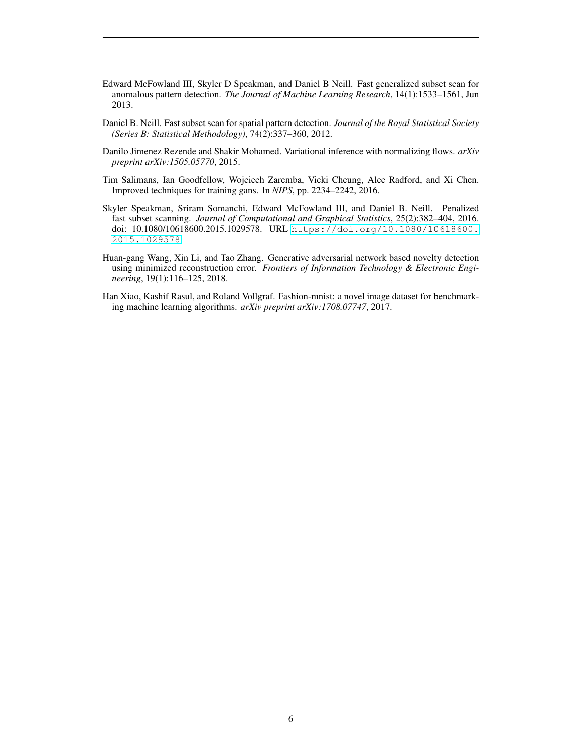Edward McFowland III, Skyler D Speakman, and Daniel B Neill. Fast generalized subset scan for anomalous pattern detection. *The Journal of Machine Learning Research*, 14(1):1533–1561, Jun 2013.

Daniel B. Neill. Fast subset scan for spatial pattern detection. *Journal of the Royal Statistical Society (Series B: Statistical Methodology)*, 74(2):337–360, 2012.

Danilo Jimenez Rezende and Shakir Mohamed. Variational inference with normalizing flows. *arXiv preprint arXiv:1505.05770*, 2015.

Tim Salimans, Ian Goodfellow, Wojciech Zaremba, Vicki Cheung, Alec Radford, and Xi Chen. Improved techniques for training gans. In *NIPS*, pp. 2234–2242, 2016.

Skyler Speakman, Sriram Somanchi, Edward McFowland III, and Daniel B. Neill. Penalized fast subset scanning. *Journal of Computational and Graphical Statistics*, 25(2):382–404, 2016. doi: 10.1080/10618600.2015.1029578. URL https://doi.org/10.1080/10618600.2015.1029578.

Huan-gang Wang, Xin Li, and Tao Zhang. Generative adversarial network based novelty detection using minimized reconstruction error. *Frontiers of Information Technology & Electronic Engineering*, 19(1):116–125, 2018.

Han Xiao, Kashif Rasul, and Roland Vollgraf. Fashion-mnist: a novel image dataset for benchmarking machine learning algorithms. *arXiv preprint arXiv:1708.07747*, 2017.